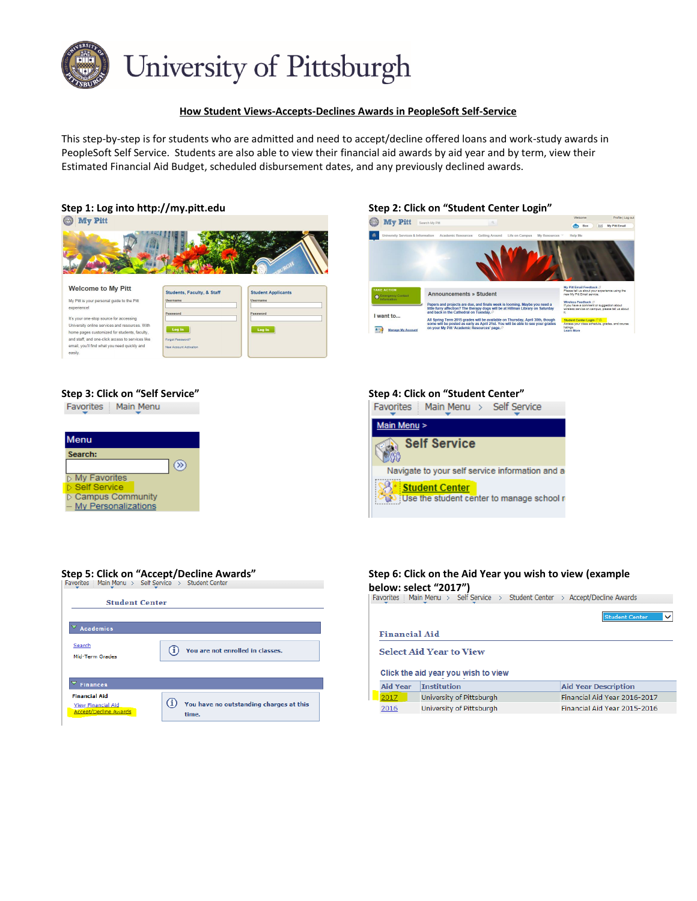# University of Pittsburgh

## How Student Views-Accepts-Declines Awards in PeopleSoft Self-Service

This step-by-step is for students who are admitted and need to accept/decline offered loans and work-study awards in PeopleSoft Self Service. Students are also able to view their financial aid awards by aid year and by term, view their Estimated Financial Aid Budget, scheduled disbursement dates, and any previously declined awards.

**Step 1: Log into http://my.pitt.edu**

**Step 2: Click on "Student Center Login"**

**Step 3: Click on "Self Service"**

**Step 4: Click on "Student Center"**

**Step 5: Click on "Accept/Decline Awards"**

**Step 6: Click on the Aid Year you wish to view (example below: select "2017")**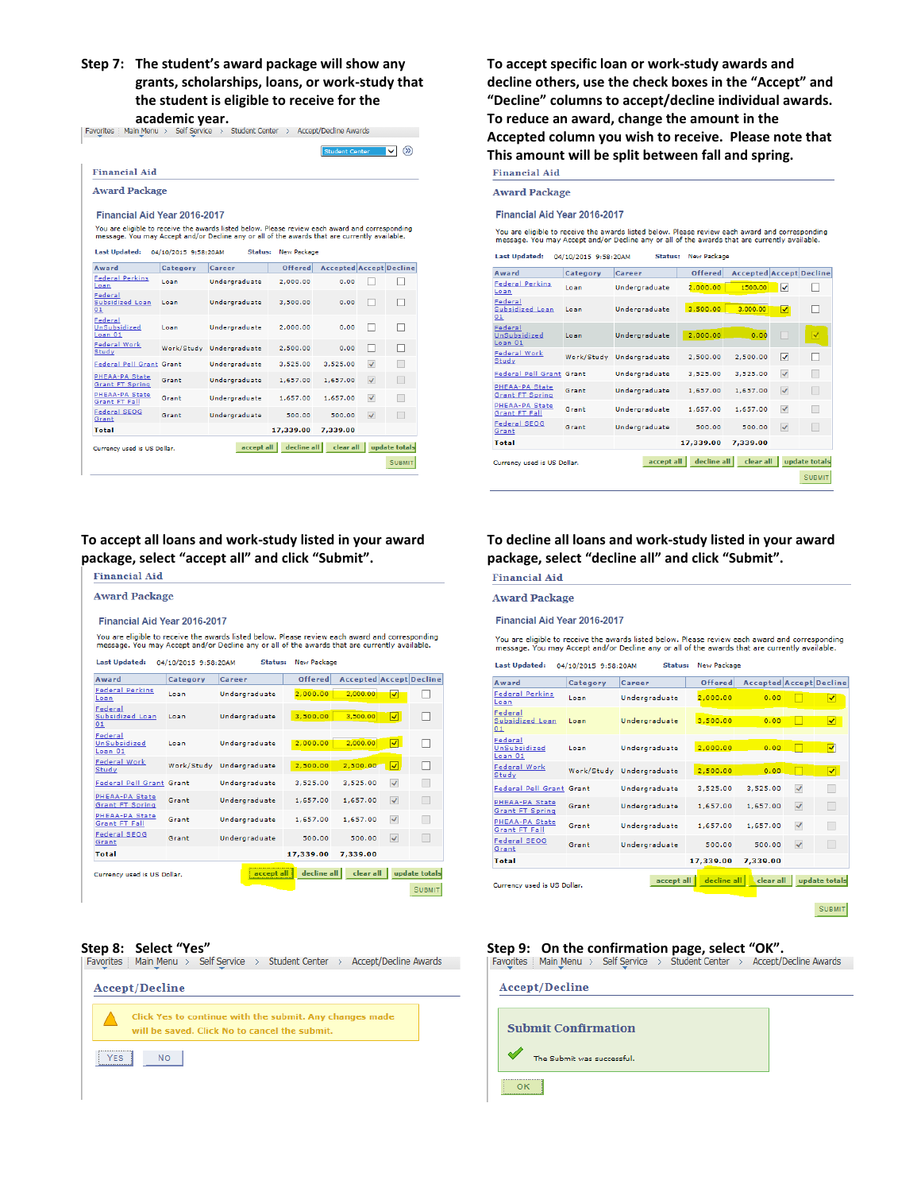**Step 7: The student's award package will show any grants, scholarships, loans, or work-study that the student is eligible to receive for the academic year.**

Favorites > Main Menu > Self Service > Student Center > Accept/Decline Awards

Student Center

## Financial Aid

### Award Package

#### Financial Aid Year 2016-2017

You are eligible to receive the awards listed below. Please review each award and corresponding message. You may Accept and/or Decline any or all of the awards that are currently available.

**Last Updated:** 04/10/2015 9:58:20AM **Status:** New Package

| Award | Category | Career | Offered | Accepted | Accept | Decline |
|---|---|---|---|---|---|---|
| Federal Perkins Loan | Loan | Undergraduate | 2,000.00 | 0.00 | ☐ | ☐ |
| Federal Subsidized Loan 01 | Loan | Undergraduate | 3,500.00 | 0.00 | ☐ | ☐ |
| Federal UnSubsidized Loan 01 | Loan | Undergraduate | 2,000.00 | 0.00 | ☐ | ☐ |
| Federal Work Study | Work/Study | Undergraduate | 2,500.00 | 0.00 | ☐ | ☐ |
| Federal Pell Grant | Grant | Undergraduate | 3,525.00 | 3,525.00 | ☑ | ☐ |
| PHEAA-PA State Grant FT Spring | Grant | Undergraduate | 1,657.00 | 1,657.00 | ☑ | ☐ |
| PHEAA-PA State Grant FT Fall | Grant | Undergraduate | 1,657.00 | 1,657.00 | ☑ | ☐ |
| Federal SEOG Grant | Grant | Undergraduate | 500.00 | 500.00 | ☑ | ☐ |
| **Total** | | | **17,339.00** | **7,339.00** | | |

Currency used is US Dollar.

accept all | decline all | clear all | update totals

SUBMIT

**To accept specific loan or work-study awards and decline others, use the check boxes in the "Accept" and "Decline" columns to accept/decline individual awards. To reduce an award, change the amount in the Accepted column you wish to receive. Please note that This amount will be split between fall and spring.**

## Financial Aid

### Award Package

#### Financial Aid Year 2016-2017

You are eligible to receive the awards listed below. Please review each award and corresponding message. You may Accept and/or Decline any or all of the awards that are currently available.

**Last Updated:** 04/10/2015 9:58:20AM **Status:** New Package

| Award | Category | Career | Offered | Accepted | Accept | Decline |
|---|---|---|---|---|---|---|
| Federal Perkins Loan | Loan | Undergraduate | 2,000.00 | 1500.00 | ☑ | ☐ |
| Federal Subsidized Loan 01 | Loan | Undergraduate | 3,500.00 | 3,000.00 | ☑ | ☐ |
| Federal UnSubsidized Loan 01 | Loan | Undergraduate | 2,000.00 | 0.00 | ☐ | ☑ |
| Federal Work Study | Work/Study | Undergraduate | 2,500.00 | 2,500.00 | ☑ | ☐ |
| Federal Pell Grant | Grant | Undergraduate | 3,525.00 | 3,525.00 | ☑ | ☐ |
| PHEAA-PA State Grant FT Spring | Grant | Undergraduate | 1,657.00 | 1,657.00 | ☑ | ☐ |
| PHEAA-PA State Grant FT Fall | Grant | Undergraduate | 1,657.00 | 1,657.00 | ☑ | ☐ |
| Federal SEOG Grant | Grant | Undergraduate | 500.00 | 500.00 | ☑ | ☐ |
| **Total** | | | **17,339.00** | **7,339.00** | | |

Currency used is US Dollar.

accept all | decline all | clear all | update totals

SUBMIT

**To accept all loans and work-study listed in your award package, select "accept all" and click "Submit".**

## Financial Aid

### Award Package

#### Financial Aid Year 2016-2017

You are eligible to receive the awards listed below. Please review each award and corresponding message. You may Accept and/or Decline any or all of the awards that are currently available.

**Last Updated:** 04/10/2015 9:58:20AM **Status:** New Package

| Award | Category | Career | Offered | Accepted | Accept | Decline |
|---|---|---|---|---|---|---|
| Federal Perkins Loan | Loan | Undergraduate | 2,000.00 | 2,000.00 | ☑ | ☐ |
| Federal Subsidized Loan 01 | Loan | Undergraduate | 3,500.00 | 3,500.00 | ☑ | ☐ |
| Federal UnSubsidized Loan 01 | Loan | Undergraduate | 2,000.00 | 2,000.00 | ☑ | ☐ |
| Federal Work Study | Work/Study | Undergraduate | 2,500.00 | 2,500.00 | ☑ | ☐ |
| Federal Pell Grant | Grant | Undergraduate | 3,525.00 | 3,525.00 | ☑ | ☐ |
| PHEAA-PA State Grant FT Spring | Grant | Undergraduate | 1,657.00 | 1,657.00 | ☑ | ☐ |
| PHEAA-PA State Grant FT Fall | Grant | Undergraduate | 1,657.00 | 1,657.00 | ☑ | ☐ |
| Federal SEOG Grant | Grant | Undergraduate | 500.00 | 500.00 | ☑ | ☐ |
| **Total** | | | **17,339.00** | **7,339.00** | | |

Currency used is US Dollar.

accept all | decline all | clear all | update totals

SUBMIT

**To decline all loans and work-study listed in your award package, select "decline all" and click "Submit".**

## Financial Aid

### Award Package

#### Financial Aid Year 2016-2017

You are eligible to receive the awards listed below. Please review each award and corresponding message. You may Accept and/or Decline any or all of the awards that are currently available.

**Last Updated:** 04/10/2015 9:58:20AM **Status:** New Package

| Award | Category | Career | Offered | Accepted | Accept | Decline |
|---|---|---|---|---|---|---|
| Federal Perkins Loan | Loan | Undergraduate | 2,000.00 | 0.00 | ☐ | ☑ |
| Federal Subsidized Loan 01 | Loan | Undergraduate | 3,500.00 | 0.00 | ☐ | ☑ |
| Federal UnSubsidized Loan 01 | Loan | Undergraduate | 2,000.00 | 0.00 | ☐ | ☑ |
| Federal Work Study | Work/Study | Undergraduate | 2,500.00 | 0.00 | ☐ | ☑ |
| Federal Pell Grant | Grant | Undergraduate | 3,525.00 | 3,525.00 | ☑ | ☐ |
| PHEAA-PA State Grant FT Spring | Grant | Undergraduate | 1,657.00 | 1,657.00 | ☑ | ☐ |
| PHEAA-PA State Grant FT Fall | Grant | Undergraduate | 1,657.00 | 1,657.00 | ☑ | ☐ |
| Federal SEOG Grant | Grant | Undergraduate | 500.00 | 500.00 | ☑ | ☐ |
| **Total** | | | **17,339.00** | **7,339.00** | | |

Currency used is US Dollar.

accept all | decline all | clear all | update totals

SUBMIT

**Step 8: Select "Yes"**

Favorites > Main Menu > Self Service > Student Center > Accept/Decline Awards

## Accept/Decline

Click Yes to continue with the submit. Any changes made will be saved. Click No to cancel the submit.

YES | NO

**Step 9: On the confirmation page, select "OK".**

Favorites > Main Menu > Self Service > Student Center > Accept/Decline Awards

## Accept/Decline

### Submit Confirmation

The Submit was successful.

OK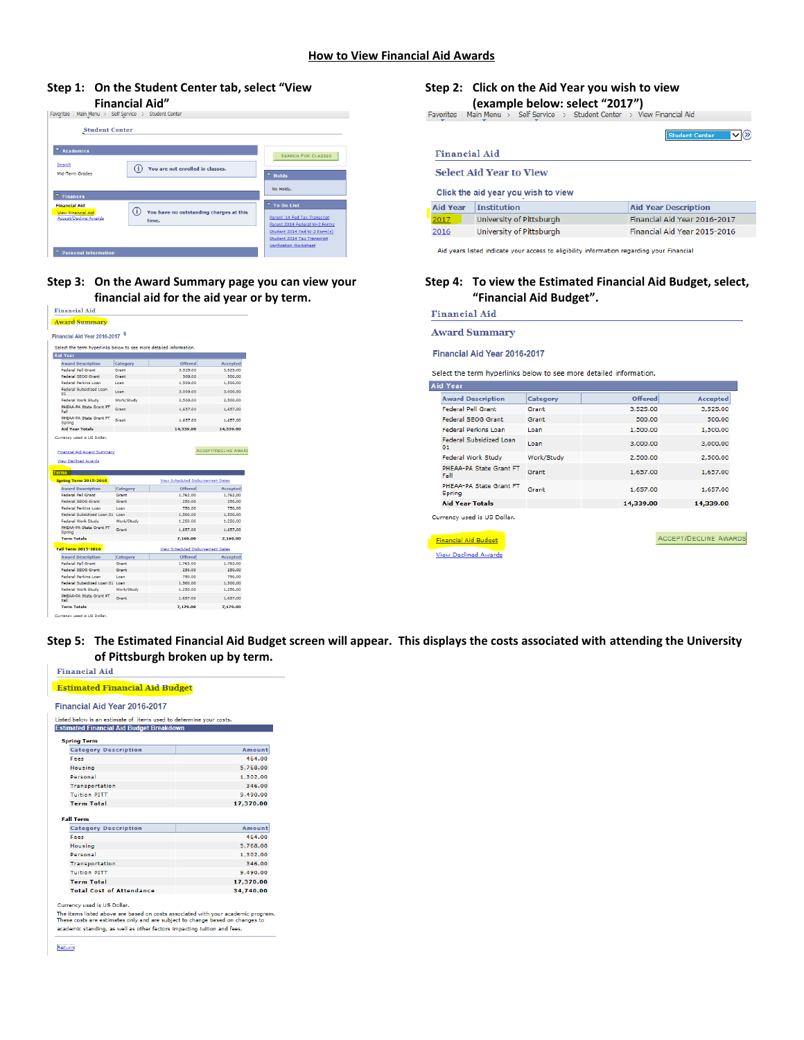# How to View Financial Aid Awards

**Step 1: On the Student Center tab, select "View Financial Aid"**

Favorites > Main Menu > Self Service > Student Center

Student Center

Academics

Search
Mid-Term Grades

You are not enrolled in classes.

SEARCH FOR CLASSES

Holds

No Holds.

Finances

Financial Aid
View Financial Aid
Accept/Decline Awards

You have no outstanding charges at this time.

To Do List

Parent '14 Fed Tax Transcript
Parent 2014 Federal W-2 Forms
Student 2014 Fed W-2 Form(s)
Student 2014 Tax Transcript
Verification Worksheet

Personal Information

**Step 2: Click on the Aid Year you wish to view (example below: select "2017")**

Favorites > Main Menu > Self Service > Student Center > View Financial Aid

Financial Aid

Select Aid Year to View

Click the aid year you wish to view

| Aid Year | Institution | Aid Year Description |
|---|---|---|
| 2017 | University of Pittsburgh | Financial Aid Year 2016-2017 |
| 2016 | University of Pittsburgh | Financial Aid Year 2015-2016 |

Aid years listed indicate your access to eligibility information regarding your Financial

**Step 3: On the Award Summary page you can view your financial aid for the aid year or by term.**

Financial Aid

Award Summary

Financial Aid Year 2016-2017

Select the term hyperlinks below to see more detailed information.

Aid Year

| Award Description | Category | Offered | Accepted |
|---|---|---|---|
| Federal Pell Grant | Grant | 3,525.00 | 3,525.00 |
| Federal SEOG Grant | Grant | 500.00 | 500.00 |
| Federal Perkins Loan | Loan | 1,500.00 | 1,500.00 |
| Federal Subsidized Loan 01 | Loan | 3,000.00 | 3,000.00 |
| Federal Work Study | Work/Study | 2,500.00 | 2,500.00 |
| PHEAA-PA State Grant FT Fall | Grant | 1,657.00 | 1,657.00 |
| PHEAA-PA State Grant FT Spring | Grant | 1,657.00 | 1,657.00 |
| Aid Year Totals | | 14,339.00 | 14,339.00 |

Currency used is US Dollar.

Financial Aid Award Summary
View Declined Awards

ACCEPT/DECLINE AWARDS

Terms

Spring Term 2015-2016 — View Scheduled Disbursement Dates

| Award Description | Category | Offered | Accepted |
|---|---|---|---|
| Federal Pell Grant | Grant | 1,762.00 | 1,762.00 |
| Federal SEOG Grant | Grant | 250.00 | 250.00 |
| Federal Perkins Loan | Loan | 750.00 | 750.00 |
| Federal Subsidized Loan 01 | Loan | 1,500.00 | 1,500.00 |
| Federal Work Study | Work/Study | 1,250.00 | 1,250.00 |
| PHEAA-PA State Grant FT Spring | Grant | 1,657.00 | 1,657.00 |
| Term Totals | | 7,169.00 | 7,169.00 |

Fall Term 2015-2016 — View Scheduled Disbursement Dates

| Award Description | Category | Offered | Accepted |
|---|---|---|---|
| Federal Pell Grant | Grant | 1,763.00 | 1,763.00 |
| Federal SEOG Grant | Grant | 250.00 | 250.00 |
| Federal Perkins Loan | Loan | 750.00 | 750.00 |
| Federal Subsidized Loan 01 | Loan | 1,500.00 | 1,500.00 |
| Federal Work Study | Work/Study | 1,250.00 | 1,250.00 |
| PHEAA-PA State Grant FT Fall | Grant | 1,657.00 | 1,657.00 |
| Term Totals | | 7,170.00 | 7,170.00 |

Currency used is US Dollar.

**Step 4: To view the Estimated Financial Aid Budget, select, "Financial Aid Budget".**

Financial Aid

Award Summary

Financial Aid Year 2016-2017

Select the term hyperlinks below to see more detailed information.

Aid Year

| Award Description | Category | Offered | Accepted |
|---|---|---|---|
| Federal Pell Grant | Grant | 3,525.00 | 3,525.00 |
| Federal SEOG Grant | Grant | 500.00 | 500.00 |
| Federal Perkins Loan | Loan | 1,500.00 | 1,500.00 |
| Federal Subsidized Loan 01 | Loan | 3,000.00 | 3,000.00 |
| Federal Work Study | Work/Study | 2,500.00 | 2,500.00 |
| PHEAA-PA State Grant FT Fall | Grant | 1,657.00 | 1,657.00 |
| PHEAA-PA State Grant FT Spring | Grant | 1,657.00 | 1,657.00 |
| Aid Year Totals | | 14,339.00 | 14,339.00 |

Currency used is US Dollar.

Financial Aid Budget
View Declined Awards

ACCEPT/DECLINE AWARDS

**Step 5: The Estimated Financial Aid Budget screen will appear. This displays the costs associated with attending the University of Pittsburgh broken up by term.**

Financial Aid

Estimated Financial Aid Budget

Financial Aid Year 2016-2017

Listed below is an estimate of items used to determine your costs.

Estimated Financial Aid Budget Breakdown

Spring Term

| Category Description | Amount |
|---|---|
| Fees | 464.00 |
| Housing | 5,768.00 |
| Personal | 1,302.00 |
| Transportation | 346.00 |
| Tuition PITT | 9,490.00 |
| Term Total | 17,370.00 |

Fall Term

| Category Description | Amount |
|---|---|
| Fees | 464.00 |
| Housing | 5,768.00 |
| Personal | 1,302.00 |
| Transportation | 346.00 |
| Tuition PITT | 9,490.00 |
| Term Total | 17,370.00 |
| Total Cost of Attendance | 34,740.00 |

Currency used is US Dollar.

The items listed above are based on costs associated with your academic program. These costs are estimates only and are subject to change based on changes to academic standing, as well as other factors impacting tuition and fees.

Return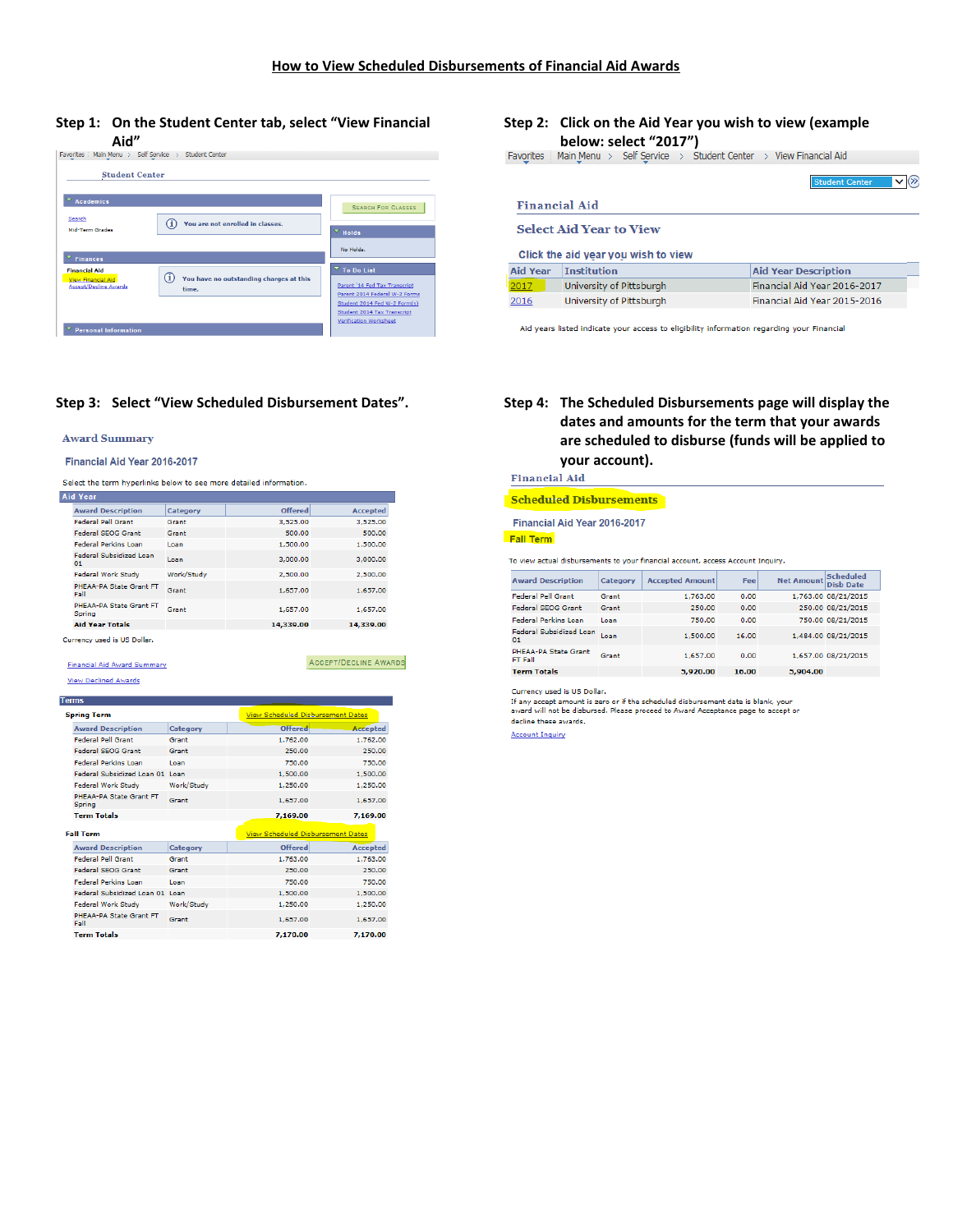# How to View Scheduled Disbursements of Financial Aid Awards

**Step 1: On the Student Center tab, select "View Financial Aid"**

Favorites | Main Menu > Self Service > Student Center

Student Center

Academics

Search

Mid-Term Grades

You are not enrolled in classes.

Search For Classes

Holds

No Holds.

Finances

Financial Aid

View Financial Aid

Accept/Decline Awards

You have no outstanding charges at this time.

To Do List

Parent '14 Fed Tax Transcript

Parent 2014 Federal W-2 Forms

Student 2014 Fed W-2 Form(s)

Student 2014 Tax Transcript

Verification Worksheet

Personal Information

**Step 2: Click on the Aid Year you wish to view (example below: select "2017")**

Favorites | Main Menu > Self Service > Student Center > View Financial Aid

Student Center

Financial Aid

Select Aid Year to View

Click the aid year you wish to view

| Aid Year | Institution | Aid Year Description |
|---|---|---|
| 2017 | University of Pittsburgh | Financial Aid Year 2016-2017 |
| 2016 | University of Pittsburgh | Financial Aid Year 2015-2016 |

Aid years listed indicate your access to eligibility information regarding your Financial

**Step 3: Select "View Scheduled Disbursement Dates".**

Award Summary

Financial Aid Year 2016-2017

Select the term hyperlinks below to see more detailed information.

Aid Year

| Award Description | Category | Offered | Accepted |
|---|---|---|---|
| Federal Pell Grant | Grant | 3,525.00 | 3,525.00 |
| Federal SEOG Grant | Grant | 500.00 | 500.00 |
| Federal Perkins Loan | Loan | 1,500.00 | 1,500.00 |
| Federal Subsidized Loan 01 | Loan | 3,000.00 | 3,000.00 |
| Federal Work Study | Work/Study | 2,500.00 | 2,500.00 |
| PHEAA-PA State Grant FT Fall | Grant | 1,657.00 | 1,657.00 |
| PHEAA-PA State Grant FT Spring | Grant | 1,657.00 | 1,657.00 |
| Aid Year Totals | | 14,339.00 | 14,339.00 |

Currency used is US Dollar.

Financial Aid Award Summary

Accept/Decline Awards

View Declined Awards

Terms

Spring Term — View Scheduled Disbursement Dates

| Award Description | Category | Offered | Accepted |
|---|---|---|---|
| Federal Pell Grant | Grant | 1,762.00 | 1,762.00 |
| Federal SEOG Grant | Grant | 250.00 | 250.00 |
| Federal Perkins Loan | Loan | 750.00 | 750.00 |
| Federal Subsidized Loan 01 | Loan | 1,500.00 | 1,500.00 |
| Federal Work Study | Work/Study | 1,250.00 | 1,250.00 |
| PHEAA-PA State Grant FT Spring | Grant | 1,657.00 | 1,657.00 |
| Term Totals | | 7,169.00 | 7,169.00 |

Fall Term — View Scheduled Disbursement Dates

| Award Description | Category | Offered | Accepted |
|---|---|---|---|
| Federal Pell Grant | Grant | 1,763.00 | 1,763.00 |
| Federal SEOG Grant | Grant | 250.00 | 250.00 |
| Federal Perkins Loan | Loan | 750.00 | 750.00 |
| Federal Subsidized Loan 01 | Loan | 1,500.00 | 1,500.00 |
| Federal Work Study | Work/Study | 1,250.00 | 1,250.00 |
| PHEAA-PA State Grant FT Fall | Grant | 1,657.00 | 1,657.00 |
| Term Totals | | 7,170.00 | 7,170.00 |

**Step 4: The Scheduled Disbursements page will display the dates and amounts for the term that your awards are scheduled to disburse (funds will be applied to your account).**

Financial Aid

Scheduled Disbursements

Financial Aid Year 2016-2017

Fall Term

To view actual disbursements to your financial account, access Account Inquiry.

| Award Description | Category | Accepted Amount | Fee | Net Amount | Scheduled Disb Date |
|---|---|---|---|---|---|
| Federal Pell Grant | Grant | 1,763.00 | 0.00 | 1,763.00 | 08/21/2015 |
| Federal SEOG Grant | Grant | 250.00 | 0.00 | 250.00 | 08/21/2015 |
| Federal Perkins Loan | Loan | 750.00 | 0.00 | 750.00 | 08/21/2015 |
| Federal Subsidized Loan 01 | Loan | 1,500.00 | 16.00 | 1,484.00 | 08/21/2015 |
| PHEAA-PA State Grant FT Fall | Grant | 1,657.00 | 0.00 | 1,657.00 | 08/21/2015 |
| Term Totals | | 5,920.00 | 16.00 | 5,904.00 | |

Currency used is US Dollar.

If any accept amount is zero or if the scheduled disbursement data is blank, your award will not be disbursed. Please proceed to Award Acceptance page to accept or decline these awards.

Account Inquiry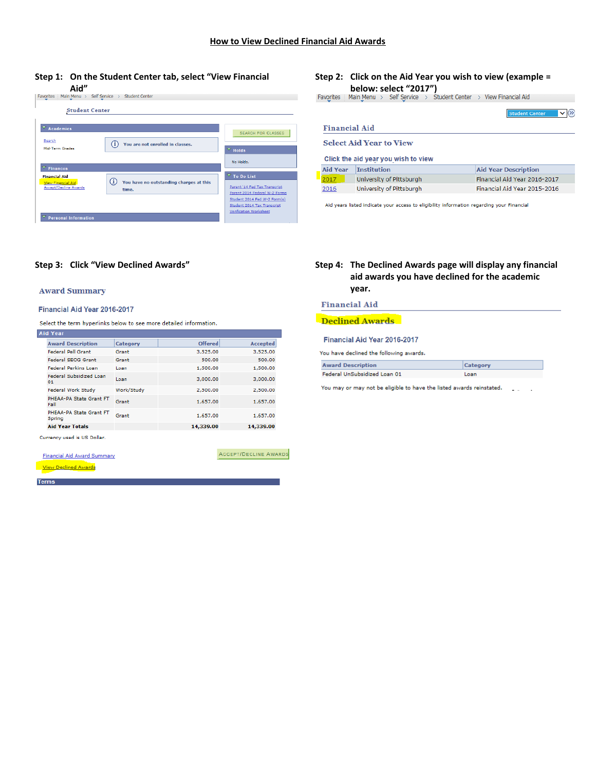# How to View Declined Financial Aid Awards

**Step 1: On the Student Center tab, select "View Financial Aid"**

Favorites > Main Menu > Self Service > Student Center

Student Center

Academics

Search

Mid-Term Grades

You are not enrolled in classes.

SEARCH FOR CLASSES

Holds

No Holds.

Finances

Financial Aid

View Financial Aid

Accept/Decline Awards

You have no outstanding charges at this time.

To Do List

Parent '14 Fed Tax Transcript

Parent 2014 Federal W-2 Forms

Student 2014 Fed W-2 Form(s)

Student 2014 Tax Transcript

Verification Worksheet

Personal Information

**Step 2: Click on the Aid Year you wish to view (example = below: select "2017")**

Favorites > Main Menu > Self Service > Student Center > View Financial Aid

Student Center

Financial Aid

Select Aid Year to View

Click the aid year you wish to view

| Aid Year | Institution | Aid Year Description |
|---|---|---|
| 2017 | University of Pittsburgh | Financial Aid Year 2016-2017 |
| 2016 | University of Pittsburgh | Financial Aid Year 2015-2016 |

Aid years listed indicate your access to eligibility information regarding your Financial

**Step 3: Click "View Declined Awards"**

Award Summary

Financial Aid Year 2016-2017

Select the term hyperlinks below to see more detailed information.

Aid Year

| Award Description | Category | Offered | Accepted |
|---|---|---|---|
| Federal Pell Grant | Grant | 3,525.00 | 3,525.00 |
| Federal SEOG Grant | Grant | 500.00 | 500.00 |
| Federal Perkins Loan | Loan | 1,500.00 | 1,500.00 |
| Federal Subsidized Loan 01 | Loan | 3,000.00 | 3,000.00 |
| Federal Work Study | Work/Study | 2,500.00 | 2,500.00 |
| PHEAA-PA State Grant FT Fall | Grant | 1,657.00 | 1,657.00 |
| PHEAA-PA State Grant FT Spring | Grant | 1,657.00 | 1,657.00 |
| **Aid Year Totals** | | **14,339.00** | **14,339.00** |

Currency used is US Dollar.

Financial Aid Award Summary

ACCEPT/DECLINE AWARDS

View Declined Awards

Terms

**Step 4: The Declined Awards page will display any financial aid awards you have declined for the academic year.**

Financial Aid

Declined Awards

Financial Aid Year 2016-2017

You have declined the following awards.

| Award Description | Category |
|---|---|
| Federal UnSubsidized Loan 01 | Loan |

You may or may not be eligible to have the listed awards reinstated.